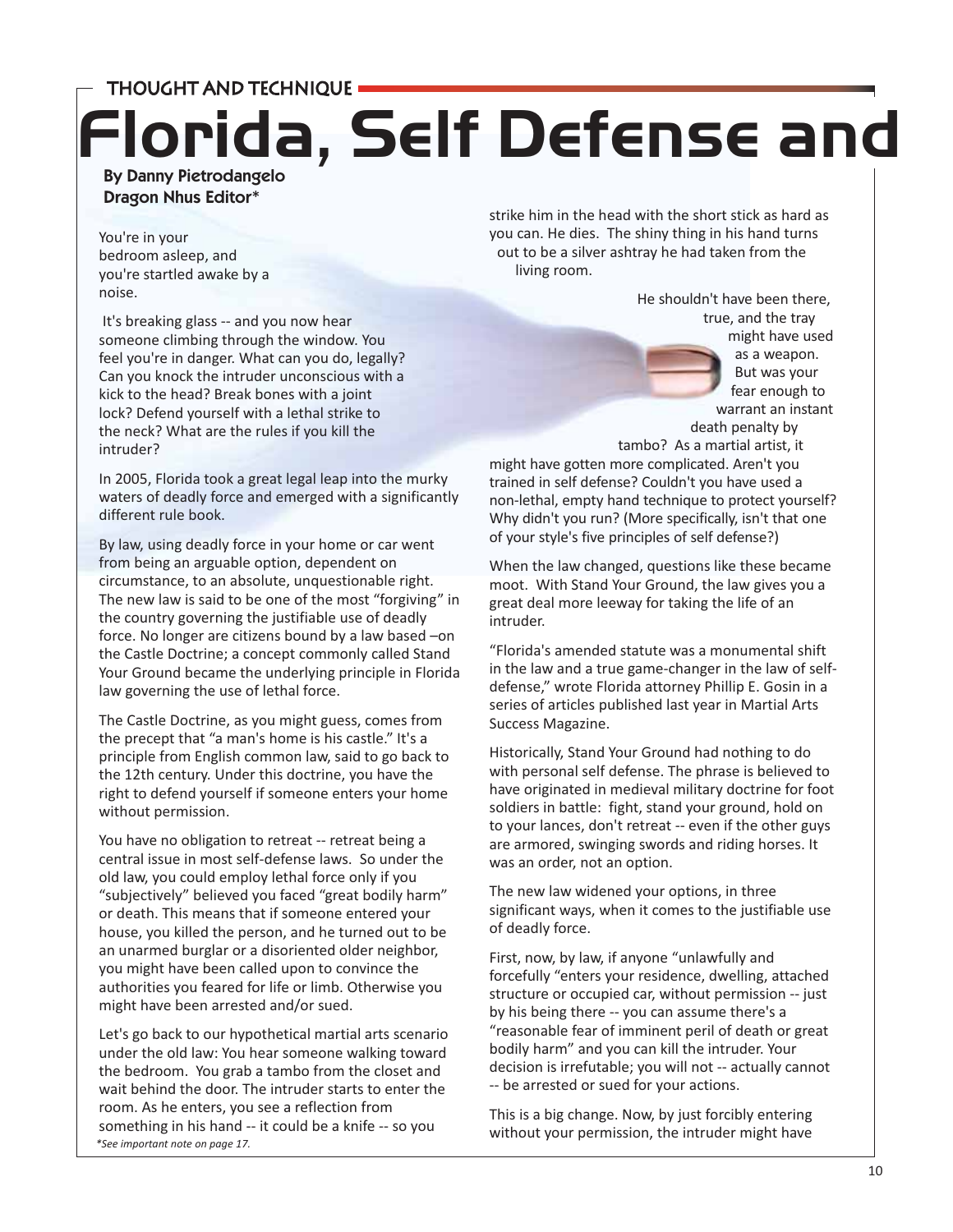THOUGHT AND TECHNIQUE

# Florida, Self Defense and

**By Danny Pietrodangelo**
**Dragon Nhus Editor***

You're in your bedroom asleep, and you're startled awake by a noise.

It's breaking glass -- and you now hear someone climbing through the window. You feel you're in danger. What can you do, legally? Can you knock the intruder unconscious with a kick to the head? Break bones with a joint lock? Defend yourself with a lethal strike to the neck? What are the rules if you kill the intruder?

In 2005, Florida took a great legal leap into the murky waters of deadly force and emerged with a significantly different rule book.

By law, using deadly force in your home or car went from being an arguable option, dependent on circumstance, to an absolute, unquestionable right. The new law is said to be one of the most "forgiving" in the country governing the justifiable use of deadly force. No longer are citizens bound by a law based –on the Castle Doctrine; a concept commonly called Stand Your Ground became the underlying principle in Florida law governing the use of lethal force.

The Castle Doctrine, as you might guess, comes from the precept that "a man's home is his castle." It's a principle from English common law, said to go back to the 12th century. Under this doctrine, you have the right to defend yourself if someone enters your home without permission.

You have no obligation to retreat -- retreat being a central issue in most self-defense laws. So under the old law, you could employ lethal force only if you "subjectively" believed you faced "great bodily harm" or death. This means that if someone entered your house, you killed the person, and he turned out to be an unarmed burglar or a disoriented older neighbor, you might have been called upon to convince the authorities you feared for life or limb. Otherwise you might have been arrested and/or sued.

Let's go back to our hypothetical martial arts scenario under the old law: You hear someone walking toward the bedroom. You grab a tambo from the closet and wait behind the door. The intruder starts to enter the room. As he enters, you see a reflection from something in his hand -- it could be a knife -- so you strike him in the head with the short stick as hard as you can. He dies. The shiny thing in his hand turns out to be a silver ashtray he had taken from the living room.

He shouldn't have been there, true, and the tray might have used as a weapon. But was your fear enough to warrant an instant death penalty by tambo? As a martial artist, it might have gotten more complicated. Aren't you trained in self defense? Couldn't you have used a non-lethal, empty hand technique to protect yourself? Why didn't you run? (More specifically, isn't that one of your style's five principles of self defense?)

When the law changed, questions like these became moot. With Stand Your Ground, the law gives you a great deal more leeway for taking the life of an intruder.

"Florida's amended statute was a monumental shift in the law and a true game-changer in the law of self-defense," wrote Florida attorney Phillip E. Gosin in a series of articles published last year in Martial Arts Success Magazine.

Historically, Stand Your Ground had nothing to do with personal self defense. The phrase is believed to have originated in medieval military doctrine for foot soldiers in battle: fight, stand your ground, hold on to your lances, don't retreat -- even if the other guys are armored, swinging swords and riding horses. It was an order, not an option.

The new law widened your options, in three significant ways, when it comes to the justifiable use of deadly force.

First, now, by law, if anyone "unlawfully and forcefully "enters your residence, dwelling, attached structure or occupied car, without permission -- just by his being there -- you can assume there's a "reasonable fear of imminent peril of death or great bodily harm" and you can kill the intruder. Your decision is irrefutable; you will not -- actually cannot -- be arrested or sued for your actions.

This is a big change. Now, by just forcibly entering without your permission, the intruder might have

*\*See important note on page 17.*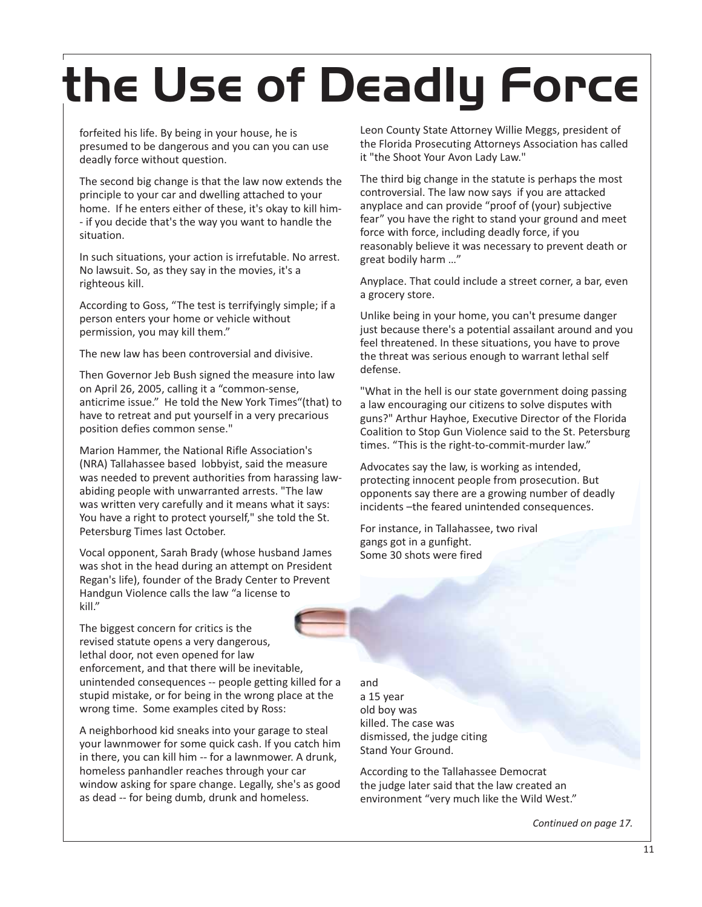# the Use of Deadly Force

forfeited his life. By being in your house, he is presumed to be dangerous and you can you can use deadly force without question.

The second big change is that the law now extends the principle to your car and dwelling attached to your home. If he enters either of these, it's okay to kill him-- if you decide that's the way you want to handle the situation.

In such situations, your action is irrefutable. No arrest. No lawsuit. So, as they say in the movies, it's a righteous kill.

According to Goss, "The test is terrifyingly simple; if a person enters your home or vehicle without permission, you may kill them."

The new law has been controversial and divisive.

Then Governor Jeb Bush signed the measure into law on April 26, 2005, calling it a "common-sense, anticrime issue." He told the New York Times"(that) to have to retreat and put yourself in a very precarious position defies common sense."

Marion Hammer, the National Rifle Association's (NRA) Tallahassee based lobbyist, said the measure was needed to prevent authorities from harassing law-abiding people with unwarranted arrests. "The law was written very carefully and it means what it says: You have a right to protect yourself," she told the St. Petersburg Times last October.

Vocal opponent, Sarah Brady (whose husband James was shot in the head during an attempt on President Regan's life), founder of the Brady Center to Prevent Handgun Violence calls the law "a license to kill."

The biggest concern for critics is the revised statute opens a very dangerous, lethal door, not even opened for law enforcement, and that there will be inevitable, unintended consequences -- people getting killed for a stupid mistake, or for being in the wrong place at the wrong time. Some examples cited by Ross:

A neighborhood kid sneaks into your garage to steal your lawnmower for some quick cash. If you catch him in there, you can kill him -- for a lawnmower. A drunk, homeless panhandler reaches through your car window asking for spare change. Legally, she's as good as dead -- for being dumb, drunk and homeless.

Leon County State Attorney Willie Meggs, president of the Florida Prosecuting Attorneys Association has called it "the Shoot Your Avon Lady Law."

The third big change in the statute is perhaps the most controversial. The law now says if you are attacked anyplace and can provide "proof of (your) subjective fear" you have the right to stand your ground and meet force with force, including deadly force, if you reasonably believe it was necessary to prevent death or great bodily harm …"

Anyplace. That could include a street corner, a bar, even a grocery store.

Unlike being in your home, you can't presume danger just because there's a potential assailant around and you feel threatened. In these situations, you have to prove the threat was serious enough to warrant lethal self defense.

"What in the hell is our state government doing passing a law encouraging our citizens to solve disputes with guns?" Arthur Hayhoe, Executive Director of the Florida Coalition to Stop Gun Violence said to the St. Petersburg times. "This is the right-to-commit-murder law."

Advocates say the law, is working as intended, protecting innocent people from prosecution. But opponents say there are a growing number of deadly incidents –the feared unintended consequences.

For instance, in Tallahassee, two rival gangs got in a gunfight. Some 30 shots were fired and a 15 year old boy was killed. The case was dismissed, the judge citing Stand Your Ground.

According to the Tallahassee Democrat the judge later said that the law created an environment "very much like the Wild West."

*Continued on page 17.*